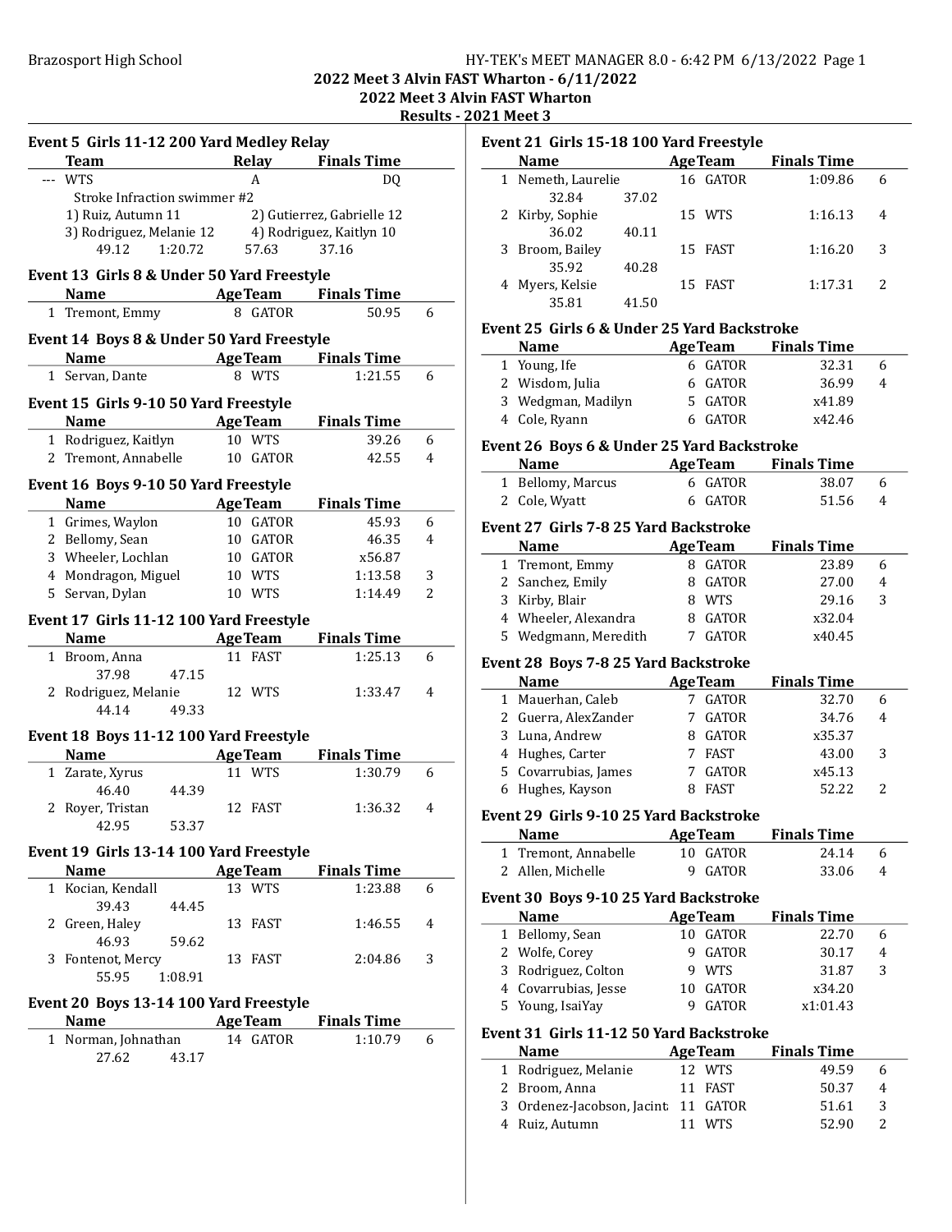Brazosport High School

2022 Meet 3 Alvin FAST Wharton - 6/11/2022

2022 Meet 3 Alvin FAST Wharton

Results - 2021 Meet 3

### Event 5 Girls 11-12 200 Yard Medley Relay

| | Team | Relay | Finals Time |
|---|---|---|---|
| --- | WTS | A | DQ |

Stroke Infraction swimmer #2

1) Ruiz, Autumn 11 2) Gutierrez, Gabrielle 12

3) Rodriguez, Melanie 12 4) Rodriguez, Kaitlyn 10

49.12 1:20.72 57.63 37.16

### Event 13 Girls 8 & Under 50 Yard Freestyle

| | Name | Age | Team | Finals Time | |
|---|---|---|---|---|---|
| 1 | Tremont, Emmy | 8 | GATOR | 50.95 | 6 |

### Event 14 Boys 8 & Under 50 Yard Freestyle

| | Name | Age | Team | Finals Time | |
|---|---|---|---|---|---|
| 1 | Servan, Dante | 8 | WTS | 1:21.55 | 6 |

### Event 15 Girls 9-10 50 Yard Freestyle

| | Name | Age | Team | Finals Time | |
|---|---|---|---|---|---|
| 1 | Rodriguez, Kaitlyn | 10 | WTS | 39.26 | 6 |
| 2 | Tremont, Annabelle | 10 | GATOR | 42.55 | 4 |

### Event 16 Boys 9-10 50 Yard Freestyle

| | Name | Age | Team | Finals Time | |
|---|---|---|---|---|---|
| 1 | Grimes, Waylon | 10 | GATOR | 45.93 | 6 |
| 2 | Bellomy, Sean | 10 | GATOR | 46.35 | 4 |
| 3 | Wheeler, Lochlan | 10 | GATOR | x56.87 | |
| 4 | Mondragon, Miguel | 10 | WTS | 1:13.58 | 3 |
| 5 | Servan, Dylan | 10 | WTS | 1:14.49 | 2 |

### Event 17 Girls 11-12 100 Yard Freestyle

| | Name | Age | Team | Finals Time | |
|---|---|---|---|---|---|
| 1 | Broom, Anna | 11 | FAST | 1:25.13 | 6 |
| | 37.98 47.15 | | | | |
| 2 | Rodriguez, Melanie | 12 | WTS | 1:33.47 | 4 |
| | 44.14 49.33 | | | | |

### Event 18 Boys 11-12 100 Yard Freestyle

| | Name | Age | Team | Finals Time | |
|---|---|---|---|---|---|
| 1 | Zarate, Xyrus | 11 | WTS | 1:30.79 | 6 |
| | 46.40 44.39 | | | | |
| 2 | Royer, Tristan | 12 | FAST | 1:36.32 | 4 |
| | 42.95 53.37 | | | | |

### Event 19 Girls 13-14 100 Yard Freestyle

| | Name | Age | Team | Finals Time | |
|---|---|---|---|---|---|
| 1 | Kocian, Kendall | 13 | WTS | 1:23.88 | 6 |
| | 39.43 44.45 | | | | |
| 2 | Green, Haley | 13 | FAST | 1:46.55 | 4 |
| | 46.93 59.62 | | | | |
| 3 | Fontenot, Mercy | 13 | FAST | 2:04.86 | 3 |
| | 55.95 1:08.91 | | | | |

### Event 20 Boys 13-14 100 Yard Freestyle

| | Name | Age | Team | Finals Time | |
|---|---|---|---|---|---|
| 1 | Norman, Johnathan | 14 | GATOR | 1:10.79 | 6 |
| | 27.62 43.17 | | | | |

### Event 21 Girls 15-18 100 Yard Freestyle

| | Name | Age | Team | Finals Time | |
|---|---|---|---|---|---|
| 1 | Nemeth, Laurelie | 16 | GATOR | 1:09.86 | 6 |
| | 32.84 37.02 | | | | |
| 2 | Kirby, Sophie | 15 | WTS | 1:16.13 | 4 |
| | 36.02 40.11 | | | | |
| 3 | Broom, Bailey | 15 | FAST | 1:16.20 | 3 |
| | 35.92 40.28 | | | | |
| 4 | Myers, Kelsie | 15 | FAST | 1:17.31 | 2 |
| | 35.81 41.50 | | | | |

### Event 25 Girls 6 & Under 25 Yard Backstroke

| | Name | Age | Team | Finals Time | |
|---|---|---|---|---|---|
| 1 | Young, Ife | 6 | GATOR | 32.31 | 6 |
| 2 | Wisdom, Julia | 6 | GATOR | 36.99 | 4 |
| 3 | Wedgman, Madilyn | 5 | GATOR | x41.89 | |
| 4 | Cole, Ryann | 6 | GATOR | x42.46 | |

### Event 26 Boys 6 & Under 25 Yard Backstroke

| | Name | Age | Team | Finals Time | |
|---|---|---|---|---|---|
| 1 | Bellomy, Marcus | 6 | GATOR | 38.07 | 6 |
| 2 | Cole, Wyatt | 6 | GATOR | 51.56 | 4 |

### Event 27 Girls 7-8 25 Yard Backstroke

| | Name | Age | Team | Finals Time | |
|---|---|---|---|---|---|
| 1 | Tremont, Emmy | 8 | GATOR | 23.89 | 6 |
| 2 | Sanchez, Emily | 8 | GATOR | 27.00 | 4 |
| 3 | Kirby, Blair | 8 | WTS | 29.16 | 3 |
| 4 | Wheeler, Alexandra | 8 | GATOR | x32.04 | |
| 5 | Wedgmann, Meredith | 7 | GATOR | x40.45 | |

### Event 28 Boys 7-8 25 Yard Backstroke

| | Name | Age | Team | Finals Time | |
|---|---|---|---|---|---|
| 1 | Mauerhan, Caleb | 7 | GATOR | 32.70 | 6 |
| 2 | Guerra, AlexZander | 7 | GATOR | 34.76 | 4 |
| 3 | Luna, Andrew | 8 | GATOR | x35.37 | |
| 4 | Hughes, Carter | 7 | FAST | 43.00 | 3 |
| 5 | Covarrubias, James | 7 | GATOR | x45.13 | |
| 6 | Hughes, Kayson | 8 | FAST | 52.22 | 2 |

### Event 29 Girls 9-10 25 Yard Backstroke

| | Name | Age | Team | Finals Time | |
|---|---|---|---|---|---|
| 1 | Tremont, Annabelle | 10 | GATOR | 24.14 | 6 |
| 2 | Allen, Michelle | 9 | GATOR | 33.06 | 4 |

### Event 30 Boys 9-10 25 Yard Backstroke

| | Name | Age | Team | Finals Time | |
|---|---|---|---|---|---|
| 1 | Bellomy, Sean | 10 | GATOR | 22.70 | 6 |
| 2 | Wolfe, Corey | 9 | GATOR | 30.17 | 4 |
| 3 | Rodriguez, Colton | 9 | WTS | 31.87 | 3 |
| 4 | Covarrubias, Jesse | 10 | GATOR | x34.20 | |
| 5 | Young, IsaiYay | 9 | GATOR | x1:01.43 | |

### Event 31 Girls 11-12 50 Yard Backstroke

| | Name | Age | Team | Finals Time | |
|---|---|---|---|---|---|
| 1 | Rodriguez, Melanie | 12 | WTS | 49.59 | 6 |
| 2 | Broom, Anna | 11 | FAST | 50.37 | 4 |
| 3 | Ordenez-Jacobson, Jacint | 11 | GATOR | 51.61 | 3 |
| 4 | Ruiz, Autumn | 11 | WTS | 52.90 | 2 |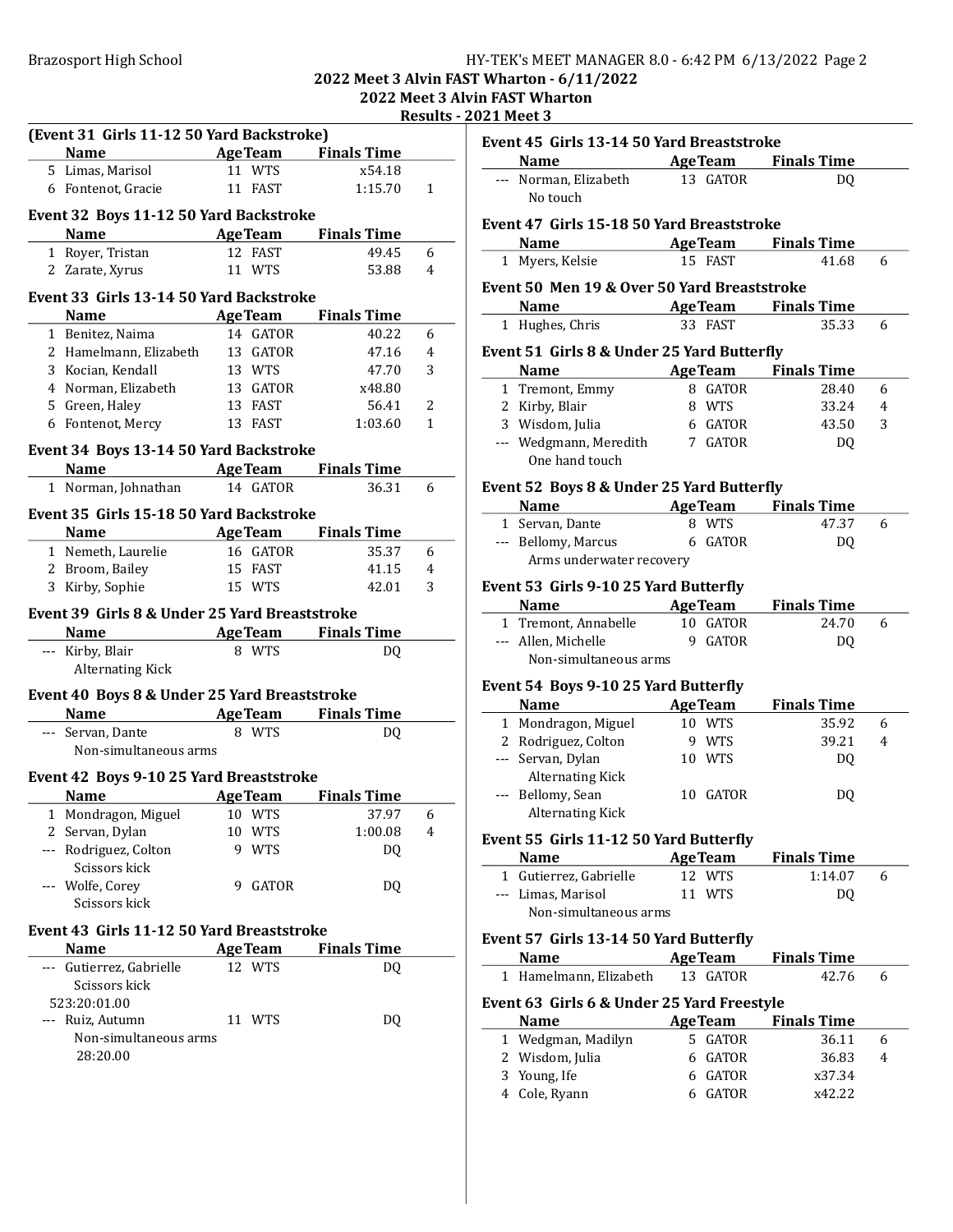## 2022 Meet 3 Alvin FAST Wharton - 6/11/2022

## 2022 Meet 3 Alvin FAST Wharton

## Results - 2021 Meet 3

### (Event 31 Girls 11-12 50 Yard Backstroke)

| | Name | Age | Team | Finals Time | |
|---|---|---|---|---|---|
| 5 | Limas, Marisol | 11 | WTS | x54.18 | |
| 6 | Fontenot, Gracie | 11 | FAST | 1:15.70 | 1 |

### Event 32 Boys 11-12 50 Yard Backstroke

| | Name | Age | Team | Finals Time | |
|---|---|---|---|---|---|
| 1 | Royer, Tristan | 12 | FAST | 49.45 | 6 |
| 2 | Zarate, Xyrus | 11 | WTS | 53.88 | 4 |

### Event 33 Girls 13-14 50 Yard Backstroke

| | Name | Age | Team | Finals Time | |
|---|---|---|---|---|---|
| 1 | Benitez, Naima | 14 | GATOR | 40.22 | 6 |
| 2 | Hamelmann, Elizabeth | 13 | GATOR | 47.16 | 4 |
| 3 | Kocian, Kendall | 13 | WTS | 47.70 | 3 |
| 4 | Norman, Elizabeth | 13 | GATOR | x48.80 | |
| 5 | Green, Haley | 13 | FAST | 56.41 | 2 |
| 6 | Fontenot, Mercy | 13 | FAST | 1:03.60 | 1 |

### Event 34 Boys 13-14 50 Yard Backstroke

| | Name | Age | Team | Finals Time | |
|---|---|---|---|---|---|
| 1 | Norman, Johnathan | 14 | GATOR | 36.31 | 6 |

### Event 35 Girls 15-18 50 Yard Backstroke

| | Name | Age | Team | Finals Time | |
|---|---|---|---|---|---|
| 1 | Nemeth, Laurelie | 16 | GATOR | 35.37 | 6 |
| 2 | Broom, Bailey | 15 | FAST | 41.15 | 4 |
| 3 | Kirby, Sophie | 15 | WTS | 42.01 | 3 |

### Event 39 Girls 8 & Under 25 Yard Breaststroke

| | Name | Age | Team | Finals Time | |
|---|---|---|---|---|---|
| --- | Kirby, Blair | 8 | WTS | DQ | |
| | Alternating Kick | | | | |

### Event 40 Boys 8 & Under 25 Yard Breaststroke

| | Name | Age | Team | Finals Time | |
|---|---|---|---|---|---|
| --- | Servan, Dante | 8 | WTS | DQ | |
| | Non-simultaneous arms | | | | |

### Event 42 Boys 9-10 25 Yard Breaststroke

| | Name | Age | Team | Finals Time | |
|---|---|---|---|---|---|
| 1 | Mondragon, Miguel | 10 | WTS | 37.97 | 6 |
| 2 | Servan, Dylan | 10 | WTS | 1:00.08 | 4 |
| --- | Rodriguez, Colton | 9 | WTS | DQ | |
| | Scissors kick | | | | |
| --- | Wolfe, Corey | 9 | GATOR | DQ | |
| | Scissors kick | | | | |

### Event 43 Girls 11-12 50 Yard Breaststroke

| | Name | Age | Team | Finals Time | |
|---|---|---|---|---|---|
| --- | Gutierrez, Gabrielle | 12 | WTS | DQ | |
| | Scissors kick | | | | |
| | 523:20:01.00 | | | | |
| --- | Ruiz, Autumn | 11 | WTS | DQ | |
| | Non-simultaneous arms | | | | |
| | 28:20.00 | | | | |

### Event 45 Girls 13-14 50 Yard Breaststroke

| | Name | Age | Team | Finals Time | |
|---|---|---|---|---|---|
| --- | Norman, Elizabeth | 13 | GATOR | DQ | |
| | No touch | | | | |

### Event 47 Girls 15-18 50 Yard Breaststroke

| | Name | Age | Team | Finals Time | |
|---|---|---|---|---|---|
| 1 | Myers, Kelsie | 15 | FAST | 41.68 | 6 |

### Event 50 Men 19 & Over 50 Yard Breaststroke

| | Name | Age | Team | Finals Time | |
|---|---|---|---|---|---|
| 1 | Hughes, Chris | 33 | FAST | 35.33 | 6 |

### Event 51 Girls 8 & Under 25 Yard Butterfly

| | Name | Age | Team | Finals Time | |
|---|---|---|---|---|---|
| 1 | Tremont, Emmy | 8 | GATOR | 28.40 | 6 |
| 2 | Kirby, Blair | 8 | WTS | 33.24 | 4 |
| 3 | Wisdom, Julia | 6 | GATOR | 43.50 | 3 |
| --- | Wedgmann, Meredith | 7 | GATOR | DQ | |
| | One hand touch | | | | |

### Event 52 Boys 8 & Under 25 Yard Butterfly

| | Name | Age | Team | Finals Time | |
|---|---|---|---|---|---|
| 1 | Servan, Dante | 8 | WTS | 47.37 | 6 |
| --- | Bellomy, Marcus | 6 | GATOR | DQ | |
| | Arms underwater recovery | | | | |

### Event 53 Girls 9-10 25 Yard Butterfly

| | Name | Age | Team | Finals Time | |
|---|---|---|---|---|---|
| 1 | Tremont, Annabelle | 10 | GATOR | 24.70 | 6 |
| --- | Allen, Michelle | 9 | GATOR | DQ | |
| | Non-simultaneous arms | | | | |

### Event 54 Boys 9-10 25 Yard Butterfly

| | Name | Age | Team | Finals Time | |
|---|---|---|---|---|---|
| 1 | Mondragon, Miguel | 10 | WTS | 35.92 | 6 |
| 2 | Rodriguez, Colton | 9 | WTS | 39.21 | 4 |
| --- | Servan, Dylan | 10 | WTS | DQ | |
| | Alternating Kick | | | | |
| --- | Bellomy, Sean | 10 | GATOR | DQ | |
| | Alternating Kick | | | | |

### Event 55 Girls 11-12 50 Yard Butterfly

| | Name | Age | Team | Finals Time | |
|---|---|---|---|---|---|
| 1 | Gutierrez, Gabrielle | 12 | WTS | 1:14.07 | 6 |
| --- | Limas, Marisol | 11 | WTS | DQ | |
| | Non-simultaneous arms | | | | |

### Event 57 Girls 13-14 50 Yard Butterfly

| | Name | Age | Team | Finals Time | |
|---|---|---|---|---|---|
| 1 | Hamelmann, Elizabeth | 13 | GATOR | 42.76 | 6 |

### Event 63 Girls 6 & Under 25 Yard Freestyle

| | Name | Age | Team | Finals Time | |
|---|---|---|---|---|---|
| 1 | Wedgman, Madilyn | 5 | GATOR | 36.11 | 6 |
| 2 | Wisdom, Julia | 6 | GATOR | 36.83 | 4 |
| 3 | Young, Ife | 6 | GATOR | x37.34 | |
| 4 | Cole, Ryann | 6 | GATOR | x42.22 | |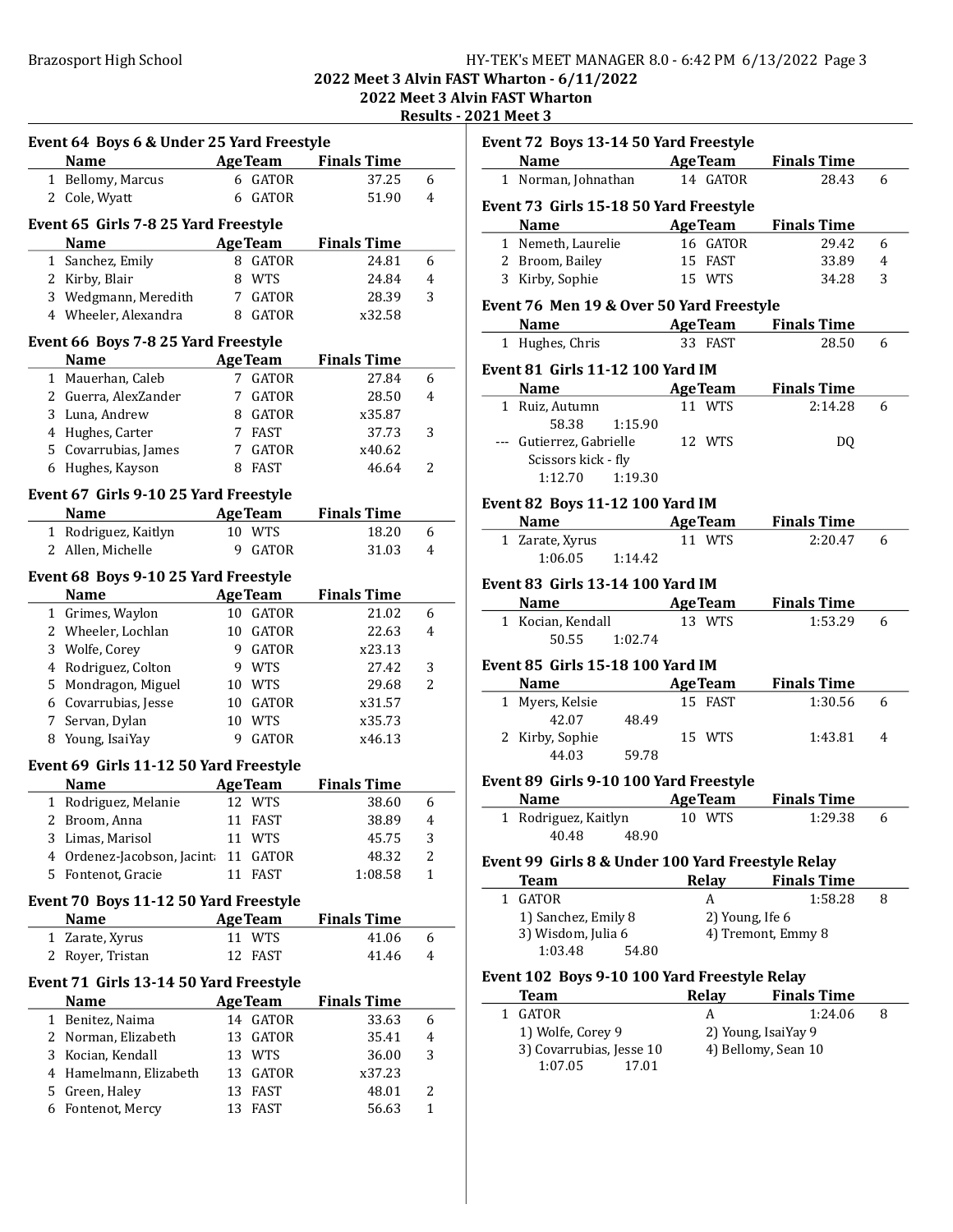2022 Meet 3 Alvin FAST Wharton - 6/11/2022

2022 Meet 3 Alvin FAST Wharton

Results - 2021 Meet 3

### Event 64 Boys 6 & Under 25 Yard Freestyle

| | Name | Age | Team | Finals Time | |
|---|---|---|---|---|---|
| 1 | Bellomy, Marcus | 6 | GATOR | 37.25 | 6 |
| 2 | Cole, Wyatt | 6 | GATOR | 51.90 | 4 |

### Event 65 Girls 7-8 25 Yard Freestyle

| | Name | Age | Team | Finals Time | |
|---|---|---|---|---|---|
| 1 | Sanchez, Emily | 8 | GATOR | 24.81 | 6 |
| 2 | Kirby, Blair | 8 | WTS | 24.84 | 4 |
| 3 | Wedgmann, Meredith | 7 | GATOR | 28.39 | 3 |
| 4 | Wheeler, Alexandra | 8 | GATOR | x32.58 | |

### Event 66 Boys 7-8 25 Yard Freestyle

| | Name | Age | Team | Finals Time | |
|---|---|---|---|---|---|
| 1 | Mauerhan, Caleb | 7 | GATOR | 27.84 | 6 |
| 2 | Guerra, AlexZander | 7 | GATOR | 28.50 | 4 |
| 3 | Luna, Andrew | 8 | GATOR | x35.87 | |
| 4 | Hughes, Carter | 7 | FAST | 37.73 | 3 |
| 5 | Covarrubias, James | 7 | GATOR | x40.62 | |
| 6 | Hughes, Kayson | 8 | FAST | 46.64 | 2 |

### Event 67 Girls 9-10 25 Yard Freestyle

| | Name | Age | Team | Finals Time | |
|---|---|---|---|---|---|
| 1 | Rodriguez, Kaitlyn | 10 | WTS | 18.20 | 6 |
| 2 | Allen, Michelle | 9 | GATOR | 31.03 | 4 |

### Event 68 Boys 9-10 25 Yard Freestyle

| | Name | Age | Team | Finals Time | |
|---|---|---|---|---|---|
| 1 | Grimes, Waylon | 10 | GATOR | 21.02 | 6 |
| 2 | Wheeler, Lochlan | 10 | GATOR | 22.63 | 4 |
| 3 | Wolfe, Corey | 9 | GATOR | x23.13 | |
| 4 | Rodriguez, Colton | 9 | WTS | 27.42 | 3 |
| 5 | Mondragon, Miguel | 10 | WTS | 29.68 | 2 |
| 6 | Covarrubias, Jesse | 10 | GATOR | x31.57 | |
| 7 | Servan, Dylan | 10 | WTS | x35.73 | |
| 8 | Young, IsaiYay | 9 | GATOR | x46.13 | |

### Event 69 Girls 11-12 50 Yard Freestyle

| | Name | Age | Team | Finals Time | |
|---|---|---|---|---|---|
| 1 | Rodriguez, Melanie | 12 | WTS | 38.60 | 6 |
| 2 | Broom, Anna | 11 | FAST | 38.89 | 4 |
| 3 | Limas, Marisol | 11 | WTS | 45.75 | 3 |
| 4 | Ordenez-Jacobson, Jacint | 11 | GATOR | 48.32 | 2 |
| 5 | Fontenot, Gracie | 11 | FAST | 1:08.58 | 1 |

### Event 70 Boys 11-12 50 Yard Freestyle

| | Name | Age | Team | Finals Time | |
|---|---|---|---|---|---|
| 1 | Zarate, Xyrus | 11 | WTS | 41.06 | 6 |
| 2 | Royer, Tristan | 12 | FAST | 41.46 | 4 |

### Event 71 Girls 13-14 50 Yard Freestyle

| | Name | Age | Team | Finals Time | |
|---|---|---|---|---|---|
| 1 | Benitez, Naima | 14 | GATOR | 33.63 | 6 |
| 2 | Norman, Elizabeth | 13 | GATOR | 35.41 | 4 |
| 3 | Kocian, Kendall | 13 | WTS | 36.00 | 3 |
| 4 | Hamelmann, Elizabeth | 13 | GATOR | x37.23 | |
| 5 | Green, Haley | 13 | FAST | 48.01 | 2 |
| 6 | Fontenot, Mercy | 13 | FAST | 56.63 | 1 |

### Event 72 Boys 13-14 50 Yard Freestyle

| | Name | Age | Team | Finals Time | |
|---|---|---|---|---|---|
| 1 | Norman, Johnathan | 14 | GATOR | 28.43 | 6 |

### Event 73 Girls 15-18 50 Yard Freestyle

| | Name | Age | Team | Finals Time | |
|---|---|---|---|---|---|
| 1 | Nemeth, Laurelie | 16 | GATOR | 29.42 | 6 |
| 2 | Broom, Bailey | 15 | FAST | 33.89 | 4 |
| 3 | Kirby, Sophie | 15 | WTS | 34.28 | 3 |

### Event 76 Men 19 & Over 50 Yard Freestyle

| | Name | Age | Team | Finals Time | |
|---|---|---|---|---|---|
| 1 | Hughes, Chris | 33 | FAST | 28.50 | 6 |

### Event 81 Girls 11-12 100 Yard IM

| | Name | Age | Team | Finals Time | |
|---|---|---|---|---|---|
| 1 | Ruiz, Autumn | 11 | WTS | 2:14.28 | 6 |
| | 58.38 1:15.90 | | | | |
| --- | Gutierrez, Gabrielle | 12 | WTS | DQ | |
| | Scissors kick - fly | | | | |
| | 1:12.70 1:19.30 | | | | |

### Event 82 Boys 11-12 100 Yard IM

| | Name | Age | Team | Finals Time | |
|---|---|---|---|---|---|
| 1 | Zarate, Xyrus | 11 | WTS | 2:20.47 | 6 |
| | 1:06.05 1:14.42 | | | | |

### Event 83 Girls 13-14 100 Yard IM

| | Name | Age | Team | Finals Time | |
|---|---|---|---|---|---|
| 1 | Kocian, Kendall | 13 | WTS | 1:53.29 | 6 |
| | 50.55 1:02.74 | | | | |

### Event 85 Girls 15-18 100 Yard IM

| | Name | Age | Team | Finals Time | |
|---|---|---|---|---|---|
| 1 | Myers, Kelsie | 15 | FAST | 1:30.56 | 6 |
| | 42.07 48.49 | | | | |
| 2 | Kirby, Sophie | 15 | WTS | 1:43.81 | 4 |
| | 44.03 59.78 | | | | |

### Event 89 Girls 9-10 100 Yard Freestyle

| | Name | Age | Team | Finals Time | |
|---|---|---|---|---|---|
| 1 | Rodriguez, Kaitlyn | 10 | WTS | 1:29.38 | 6 |
| | 40.48 48.90 | | | | |

### Event 99 Girls 8 & Under 100 Yard Freestyle Relay

| | Team | Relay | Finals Time | |
|---|---|---|---|---|
| 1 | GATOR | A | 1:58.28 | 8 |
| | 1) Sanchez, Emily 8 | 2) Young, Ife 6 | | |
| | 3) Wisdom, Julia 6 | 4) Tremont, Emmy 8 | | |
| | 1:03.48 54.80 | | | |

### Event 102 Boys 9-10 100 Yard Freestyle Relay

| | Team | Relay | Finals Time | |
|---|---|---|---|---|
| 1 | GATOR | A | 1:24.06 | 8 |
| | 1) Wolfe, Corey 9 | 2) Young, IsaiYay 9 | | |
| | 3) Covarrubias, Jesse 10 | 4) Bellomy, Sean 10 | | |
| | 1:07.05 17.01 | | | |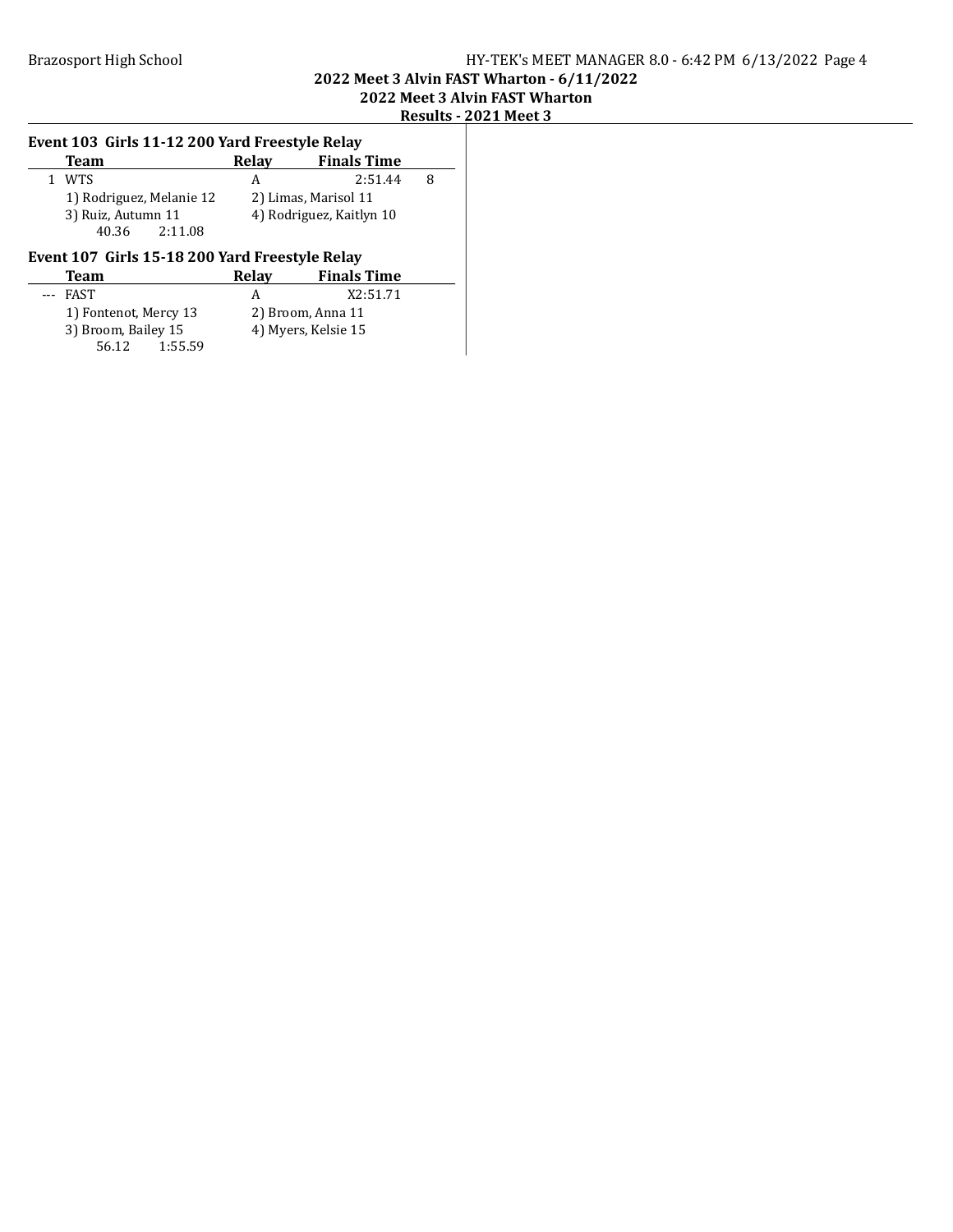### Event 103 Girls 11-12 200 Yard Freestyle Relay

| | Team | Relay | Finals Time | |
|---|---|---|---|---|
| 1 | WTS | A | 2:51.44 | 8 |

1) Rodriguez, Melanie 12 2) Limas, Marisol 11
3) Ruiz, Autumn 11 4) Rodriguez, Kaitlyn 10
40.36 2:11.08

### Event 107 Girls 15-18 200 Yard Freestyle Relay

| | Team | Relay | Finals Time | |
|---|---|---|---|---|
| --- | FAST | A | X2:51.71 | |

1) Fontenot, Mercy 13 2) Broom, Anna 11
3) Broom, Bailey 15 4) Myers, Kelsie 15
56.12 1:55.59